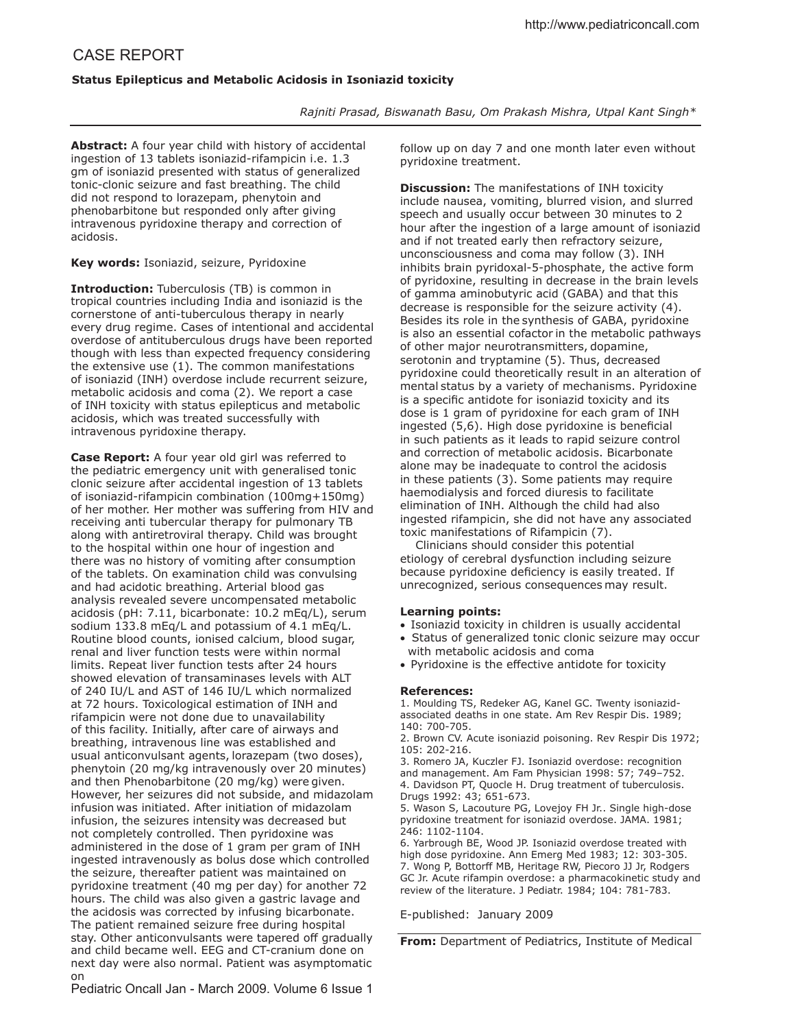# CASE REPORT

**Status Epilepticus and Metabolic Acidosis in Isoniazid toxicity**

*Rajniti Prasad, Biswanath Basu, Om Prakash Mishra, Utpal Kant Singh**

**Abstract:** A four year child with history of accidental ingestion of 13 tablets isoniazid-rifampicin i.e. 1.3 gm of isoniazid presented with status of generalized tonic-clonic seizure and fast breathing. The child did not respond to lorazepam, phenytoin and phenobarbitone but responded only after giving intravenous pyridoxine therapy and correction of acidosis.

**Key words:** Isoniazid, seizure, Pyridoxine

**Introduction:** Tuberculosis (TB) is common in tropical countries including India and isoniazid is the cornerstone of anti-tuberculous therapy in nearly every drug regime. Cases of intentional and accidental overdose of antituberculous drugs have been reported though with less than expected frequency considering the extensive use (1). The common manifestations of isoniazid (INH) overdose include recurrent seizure, metabolic acidosis and coma (2). We report a case of INH toxicity with status epilepticus and metabolic acidosis, which was treated successfully with intravenous pyridoxine therapy.

**Case Report:** A four year old girl was referred to the pediatric emergency unit with generalised tonic clonic seizure after accidental ingestion of 13 tablets of isoniazid-rifampicin combination (100mg+150mg) of her mother. Her mother was suffering from HIV and receiving anti tubercular therapy for pulmonary TB along with antiretroviral therapy. Child was brought to the hospital within one hour of ingestion and there was no history of vomiting after consumption of the tablets. On examination child was convulsing and had acidotic breathing. Arterial blood gas analysis revealed severe uncompensated metabolic acidosis (pH: 7.11, bicarbonate: 10.2 mEq/L), serum sodium 133.8 mEq/L and potassium of 4.1 mEq/L. Routine blood counts, ionised calcium, blood sugar, renal and liver function tests were within normal limits. Repeat liver function tests after 24 hours showed elevation of transaminases levels with ALT of 240 IU/L and AST of 146 IU/L which normalized at 72 hours. Toxicological estimation of INH and rifampicin were not done due to unavailability of this facility. Initially, after care of airways and breathing, intravenous line was established and usual anticonvulsant agents, lorazepam (two doses), phenytoin (20 mg/kg intravenously over 20 minutes) and then Phenobarbitone (20 mg/kg) were given. However, her seizures did not subside, and midazolam infusion was initiated. After initiation of midazolam infusion, the seizures intensity was decreased but not completely controlled. Then pyridoxine was administered in the dose of 1 gram per gram of INH ingested intravenously as bolus dose which controlled the seizure, thereafter patient was maintained on pyridoxine treatment (40 mg per day) for another 72 hours. The child was also given a gastric lavage and the acidosis was corrected by infusing bicarbonate. The patient remained seizure free during hospital stay. Other anticonvulsants were tapered off gradually and child became well. EEG and CT-cranium done on next day were also normal. Patient was asymptomatic on follow up on day 7 and one month later even without pyridoxine treatment.

**Discussion:** The manifestations of INH toxicity include nausea, vomiting, blurred vision, and slurred speech and usually occur between 30 minutes to 2 hour after the ingestion of a large amount of isoniazid and if not treated early then refractory seizure, unconsciousness and coma may follow (3). INH inhibits brain pyridoxal-5-phosphate, the active form of pyridoxine, resulting in decrease in the brain levels of gamma aminobutyric acid (GABA) and that this decrease is responsible for the seizure activity (4). Besides its role in the synthesis of GABA, pyridoxine is also an essential cofactor in the metabolic pathways of other major neurotransmitters, dopamine, serotonin and tryptamine (5). Thus, decreased pyridoxine could theoretically result in an alteration of mental status by a variety of mechanisms. Pyridoxine is a specific antidote for isoniazid toxicity and its dose is 1 gram of pyridoxine for each gram of INH ingested (5,6). High dose pyridoxine is beneficial in such patients as it leads to rapid seizure control and correction of metabolic acidosis. Bicarbonate alone may be inadequate to control the acidosis in these patients (3). Some patients may require haemodialysis and forced diuresis to facilitate elimination of INH. Although the child had also ingested rifampicin, she did not have any associated toxic manifestations of Rifampicin (7).

Clinicians should consider this potential etiology of cerebral dysfunction including seizure because pyridoxine deficiency is easily treated. If unrecognized, serious consequences may result.

**Learning points:**

- Isoniazid toxicity in children is usually accidental
- Status of generalized tonic clonic seizure may occur with metabolic acidosis and coma
- Pyridoxine is the effective antidote for toxicity

**References:**

1. Moulding TS, Redeker AG, Kanel GC. Twenty isoniazid-associated deaths in one state. Am Rev Respir Dis. 1989; 140: 700-705.
2. Brown CV. Acute isoniazid poisoning. Rev Respir Dis 1972; 105: 202-216.
3. Romero JA, Kuczler FJ. Isoniazid overdose: recognition and management. Am Fam Physician 1998: 57; 749–752.
4. Davidson PT, Quocle H. Drug treatment of tuberculosis. Drugs 1992: 43; 651-673.
5. Wason S, Lacouture PG, Lovejoy FH Jr.. Single high-dose pyridoxine treatment for isoniazid overdose. JAMA. 1981; 246: 1102-1104.
6. Yarbrough BE, Wood JP. Isoniazid overdose treated with high dose pyridoxine. Ann Emerg Med 1983; 12: 303-305.
7. Wong P, Bottorff MB, Heritage RW, Piecoro JJ Jr, Rodgers GC Jr. Acute rifampin overdose: a pharmacokinetic study and review of the literature. J Pediatr. 1984; 104: 781-783.

E-published: January 2009

**From:** Department of Pediatrics, Institute of Medical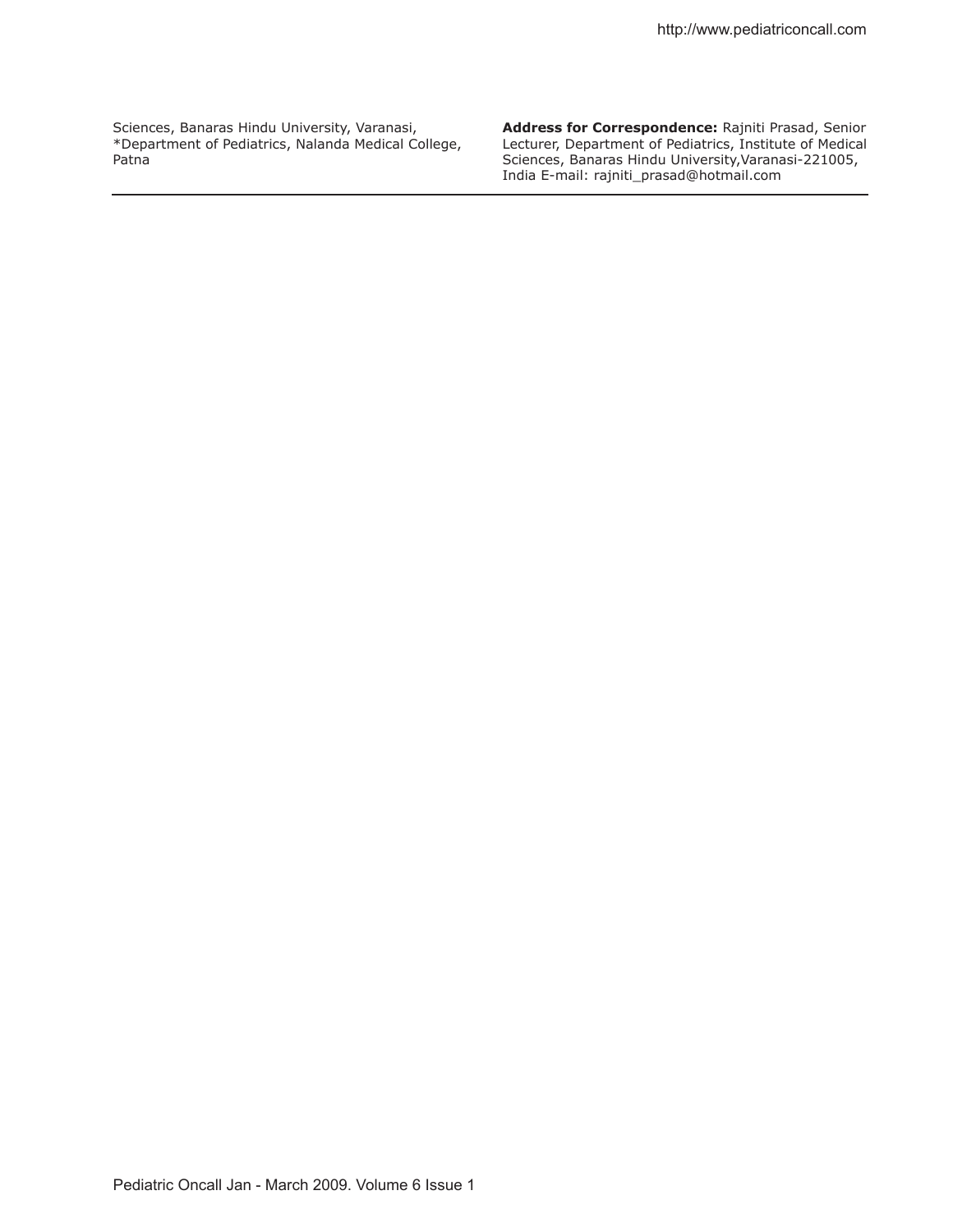Sciences, Banaras Hindu University, Varanasi,
*Department of Pediatrics, Nalanda Medical College, Patna

**Address for Correspondence:** Rajniti Prasad, Senior Lecturer, Department of Pediatrics, Institute of Medical Sciences, Banaras Hindu University,Varanasi-221005, India E-mail: rajniti_prasad@hotmail.com